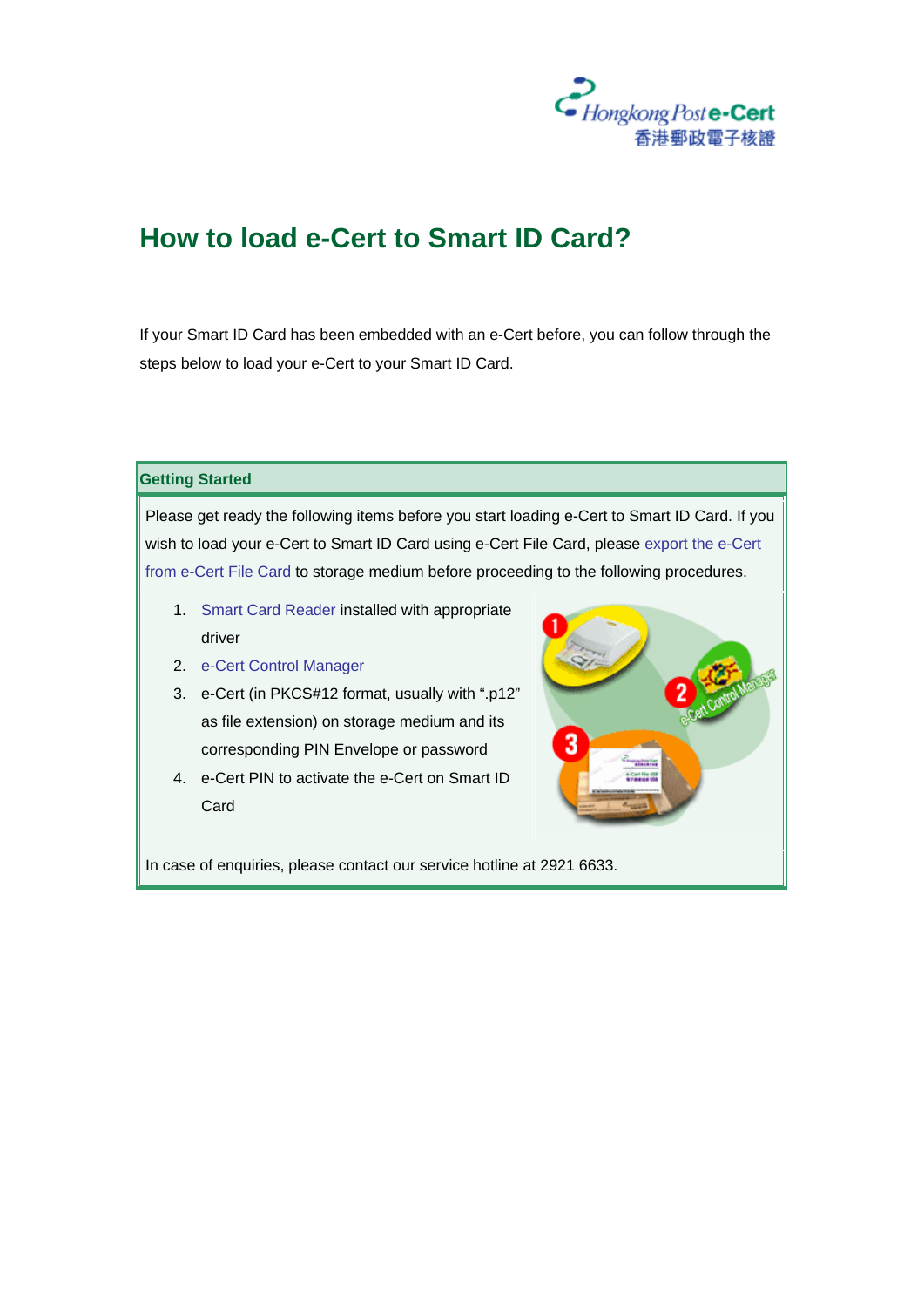# How to load e-Cert to Smart ID Card?

If your Smart ID Card has been embedded with an e-Cert before, you can follow through the steps below to load your e-Cert to your Smart ID Card.

**Getting Started**

Please get ready the following items before you start loading e-Cert to Smart ID Card. If you wish to load your e-Cert to Smart ID Card using e-Cert File Card, please export the e-Cert from e-Cert File Card to storage medium before proceeding to the following procedures.

1. Smart Card Reader installed with appropriate driver
2. e-Cert Control Manager
3. e-Cert (in PKCS#12 format, usually with ".p12" as file extension) on storage medium and its corresponding PIN Envelope or password
4. e-Cert PIN to activate the e-Cert on Smart ID Card

In case of enquiries, please contact our service hotline at 2921 6633.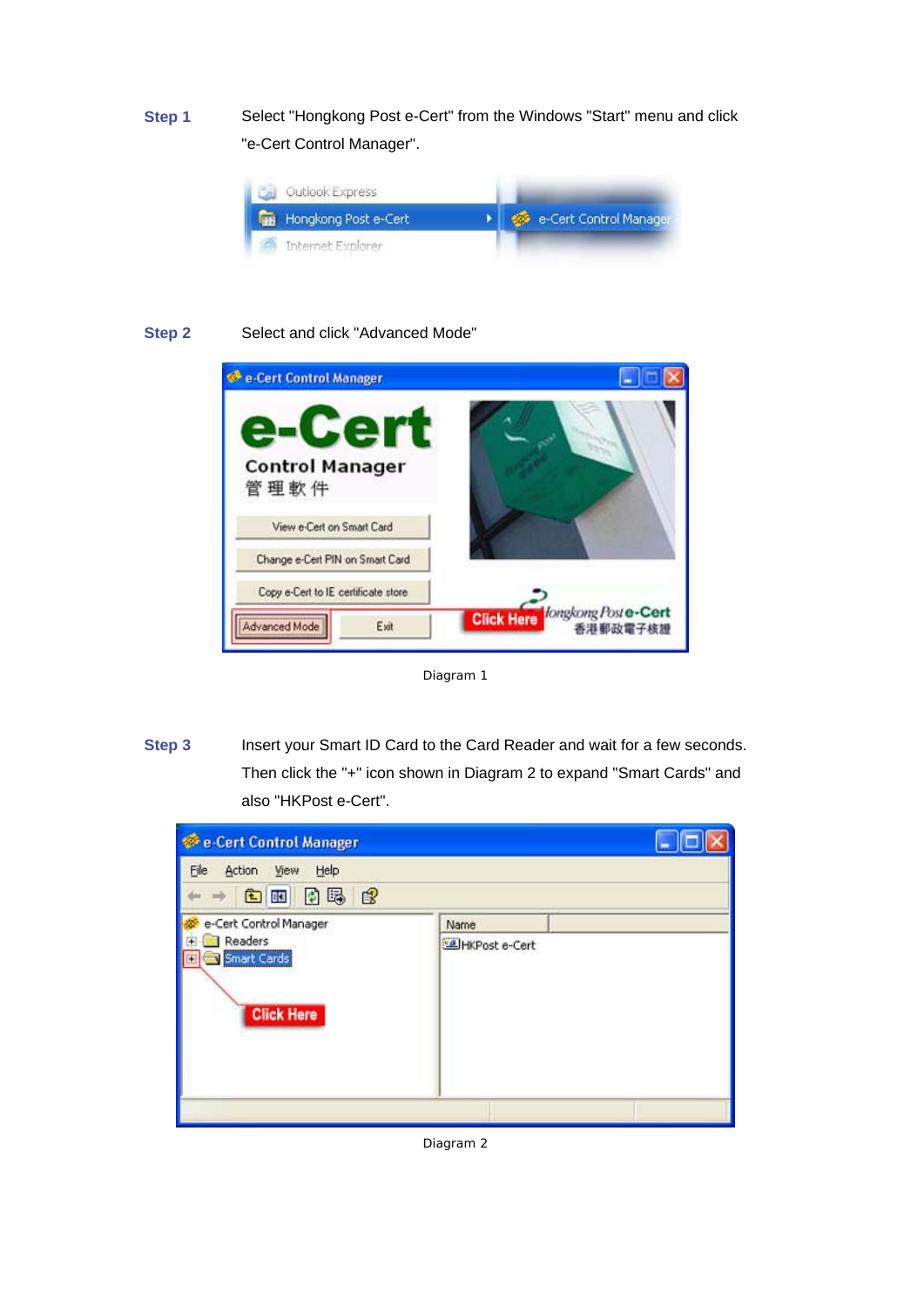**Step 1** Select "Hongkong Post e-Cert" from the Windows "Start" menu and click "e-Cert Control Manager".

**Step 2** Select and click "Advanced Mode"

Diagram 1

**Step 3** Insert your Smart ID Card to the Card Reader and wait for a few seconds. Then click the "+" icon shown in Diagram 2 to expand "Smart Cards" and also "HKPost e-Cert".

Diagram 2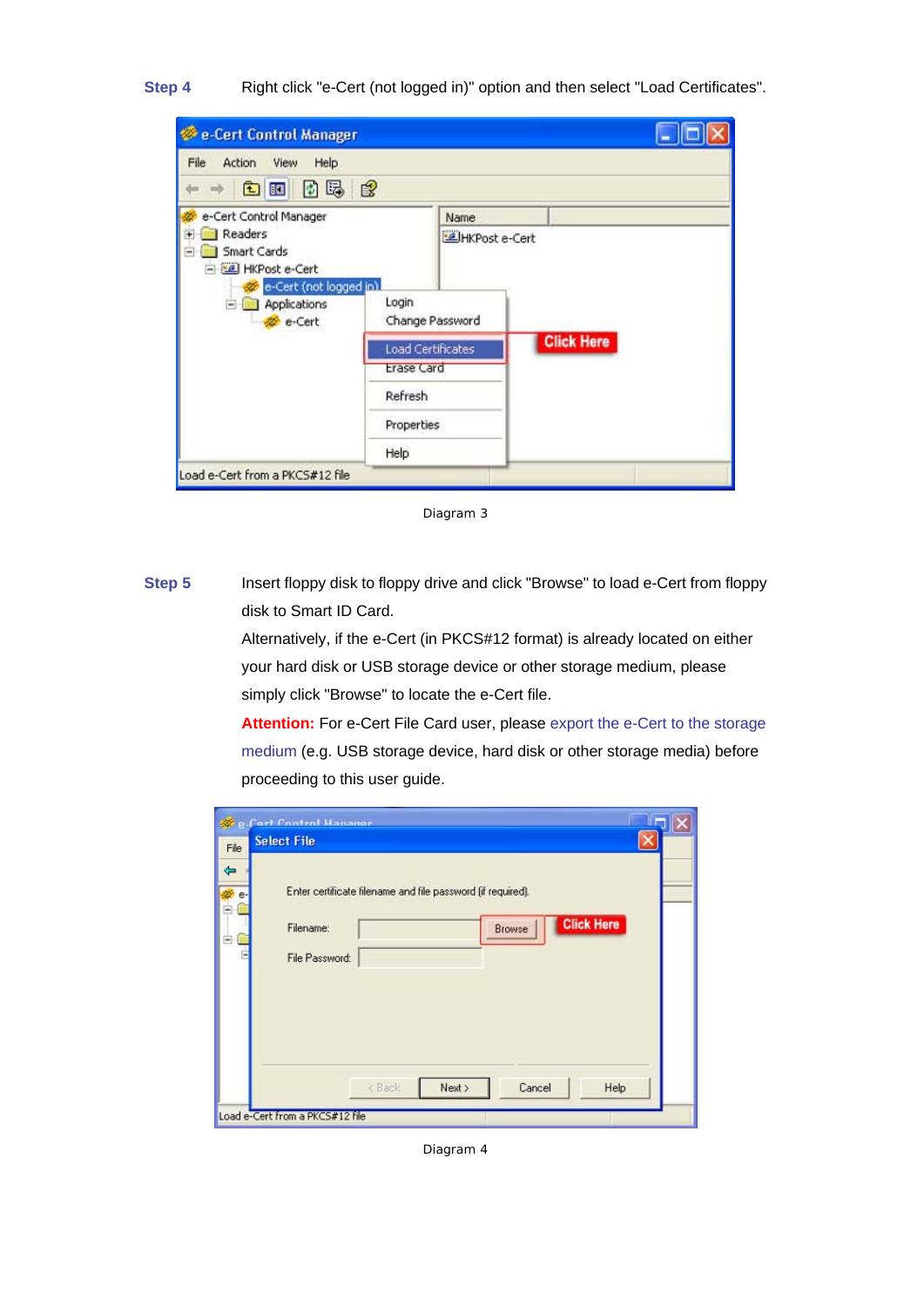**Step 4** Right click "e-Cert (not logged in)" option and then select "Load Certificates".

Diagram 3

**Step 5** Insert floppy disk to floppy drive and click "Browse" to load e-Cert from floppy disk to Smart ID Card.

Alternatively, if the e-Cert (in PKCS#12 format) is already located on either your hard disk or USB storage device or other storage medium, please simply click "Browse" to locate the e-Cert file.

**Attention:** For e-Cert File Card user, please export the e-Cert to the storage medium (e.g. USB storage device, hard disk or other storage media) before proceeding to this user guide.

Diagram 4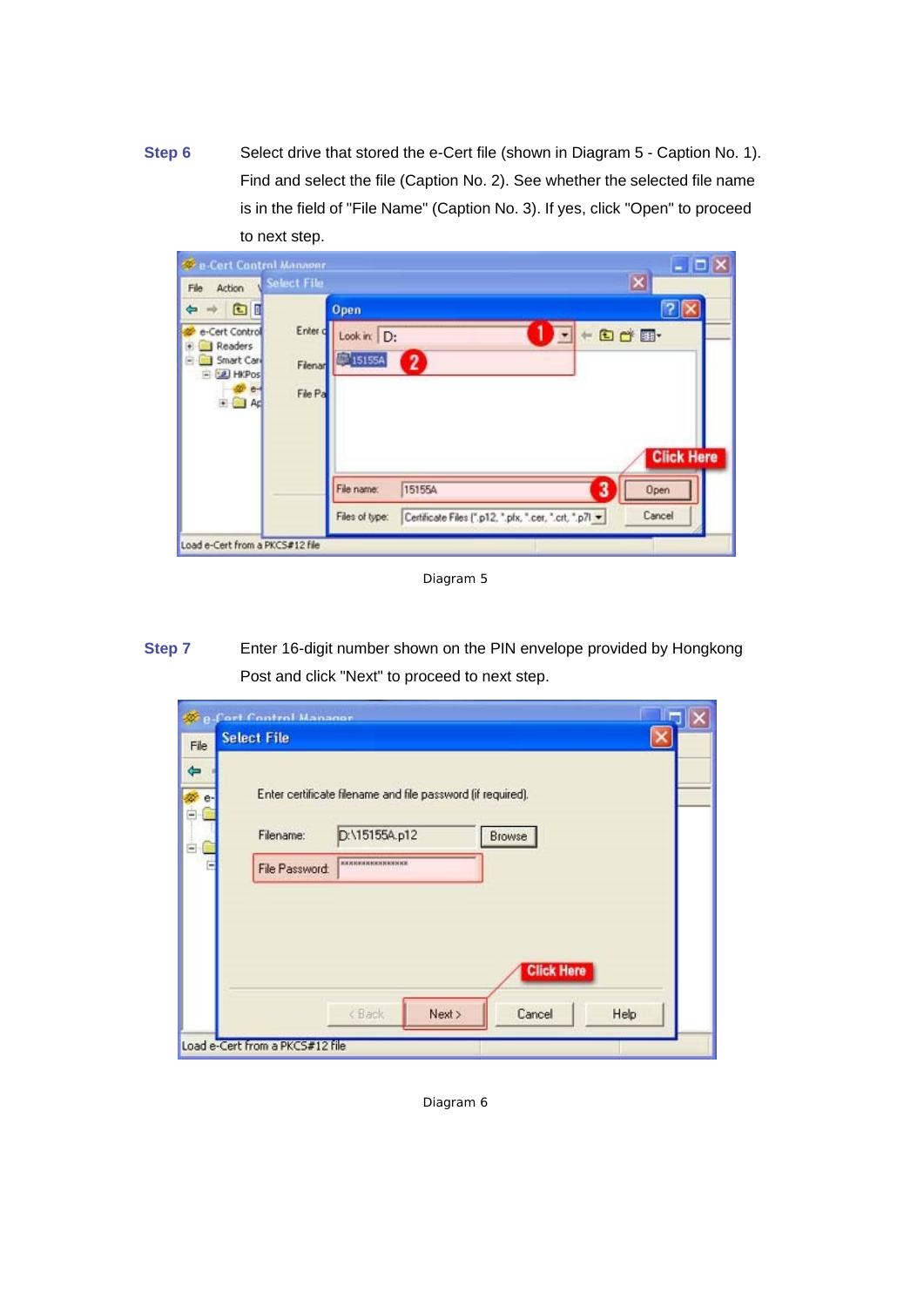**Step 6** Select drive that stored the e-Cert file (shown in Diagram 5 - Caption No. 1). Find and select the file (Caption No. 2). See whether the selected file name is in the field of "File Name" (Caption No. 3). If yes, click "Open" to proceed to next step.

Diagram 5

**Step 7** Enter 16-digit number shown on the PIN envelope provided by Hongkong Post and click "Next" to proceed to next step.

Diagram 6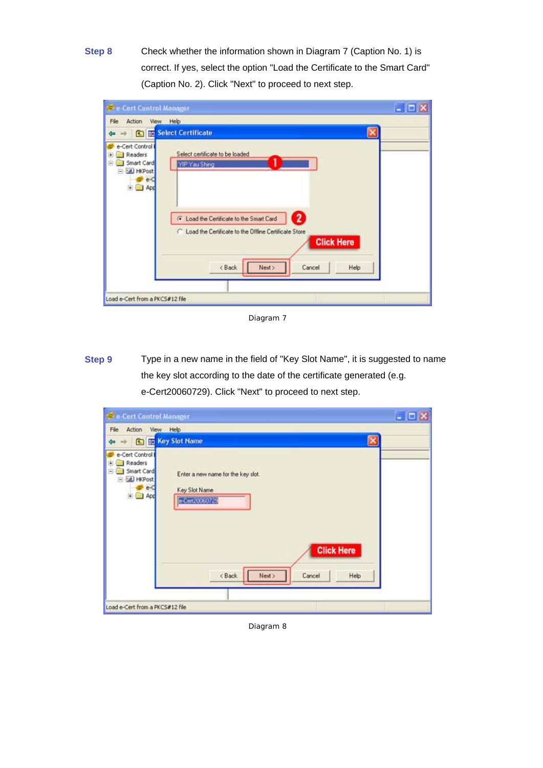**Step 8** Check whether the information shown in Diagram 7 (Caption No. 1) is correct. If yes, select the option "Load the Certificate to the Smart Card" (Caption No. 2). Click "Next" to proceed to next step.

Diagram 7

**Step 9** Type in a new name in the field of "Key Slot Name", it is suggested to name the key slot according to the date of the certificate generated (e.g. e-Cert20060729). Click "Next" to proceed to next step.

Diagram 8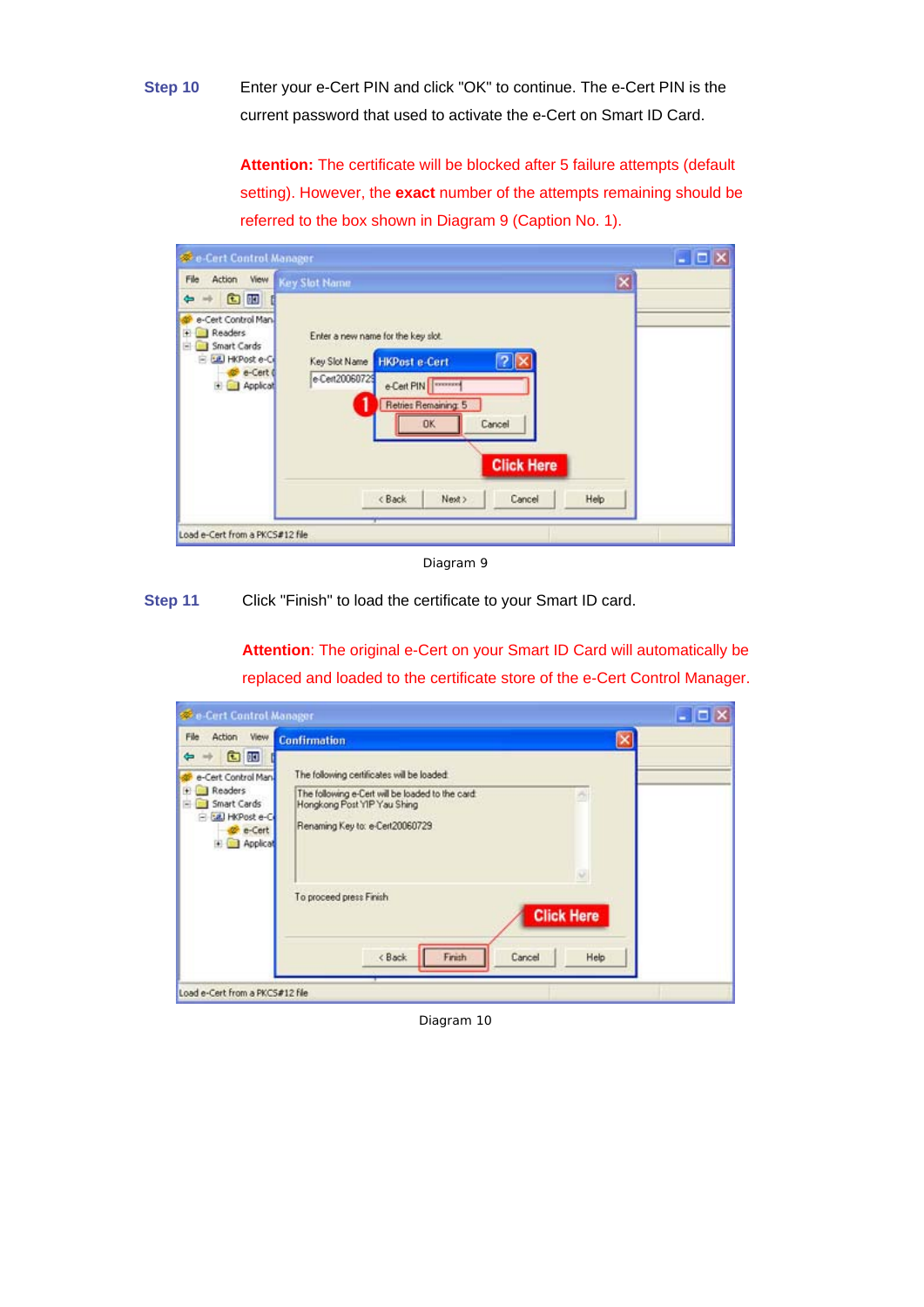**Step 10** Enter your e-Cert PIN and click "OK" to continue. The e-Cert PIN is the current password that used to activate the e-Cert on Smart ID Card.

**Attention:** The certificate will be blocked after 5 failure attempts (default setting). However, the **exact** number of the attempts remaining should be referred to the box shown in Diagram 9 (Caption No. 1).

Diagram 9

**Step 11** Click "Finish" to load the certificate to your Smart ID card.

**Attention**: The original e-Cert on your Smart ID Card will automatically be replaced and loaded to the certificate store of the e-Cert Control Manager.

Diagram 10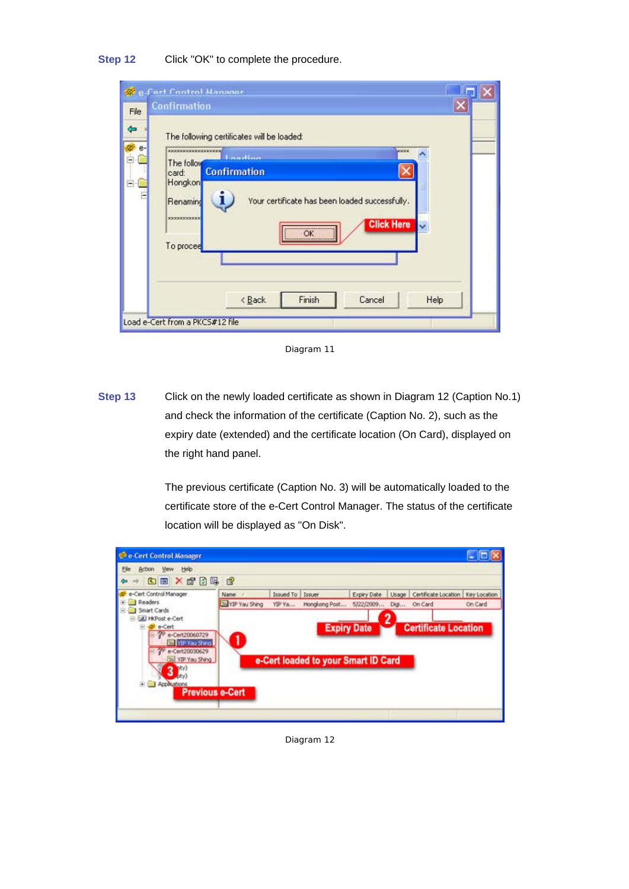**Step 12** Click "OK" to complete the procedure.

Diagram 11

**Step 13** Click on the newly loaded certificate as shown in Diagram 12 (Caption No.1) and check the information of the certificate (Caption No. 2), such as the expiry date (extended) and the certificate location (On Card), displayed on the right hand panel.

The previous certificate (Caption No. 3) will be automatically loaded to the certificate store of the e-Cert Control Manager. The status of the certificate location will be displayed as "On Disk".

Diagram 12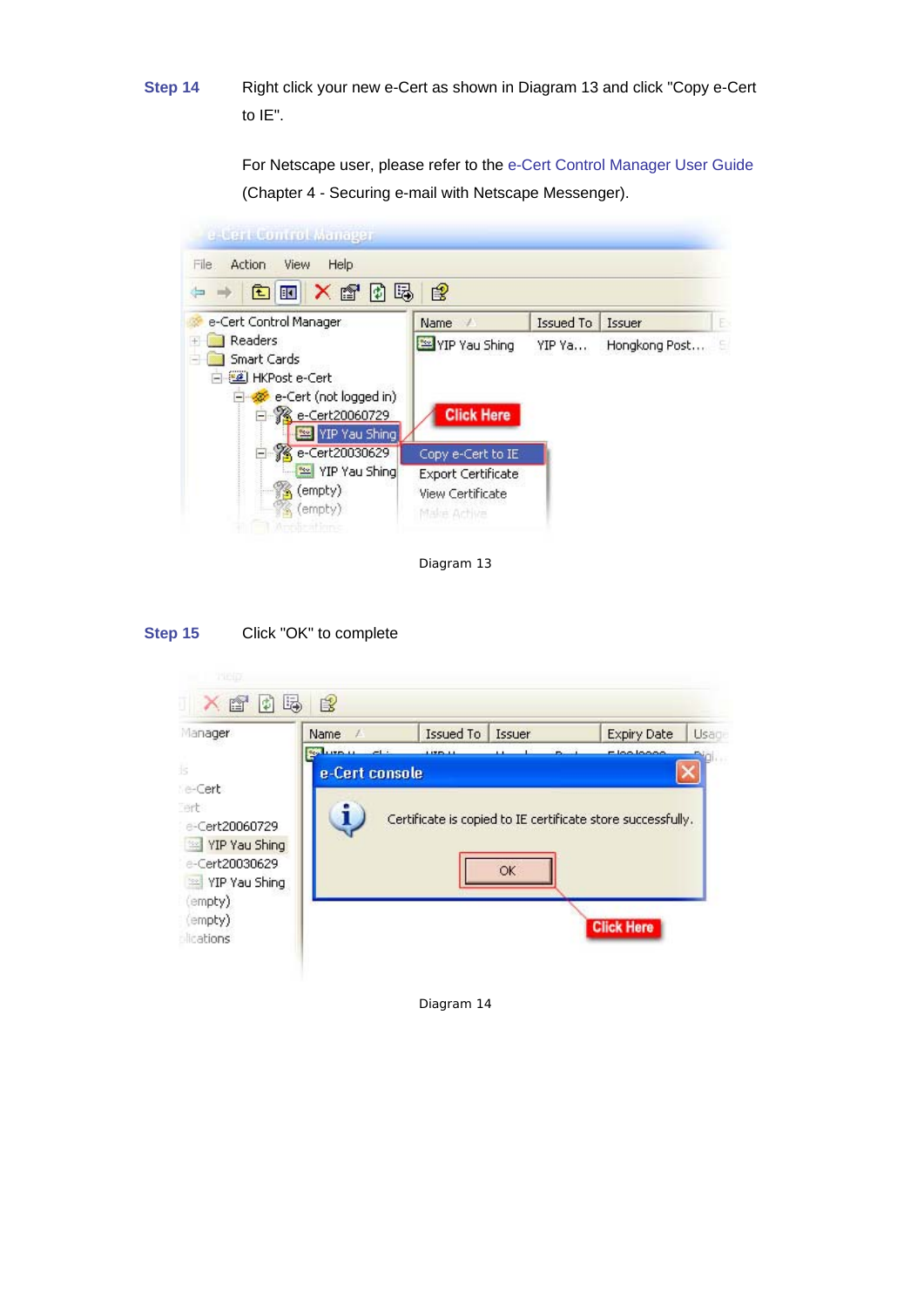**Step 14** Right click your new e-Cert as shown in Diagram 13 and click "Copy e-Cert to IE".

For Netscape user, please refer to the e-Cert Control Manager User Guide (Chapter 4 - Securing e-mail with Netscape Messenger).

Diagram 13

**Step 15** Click "OK" to complete

Diagram 14